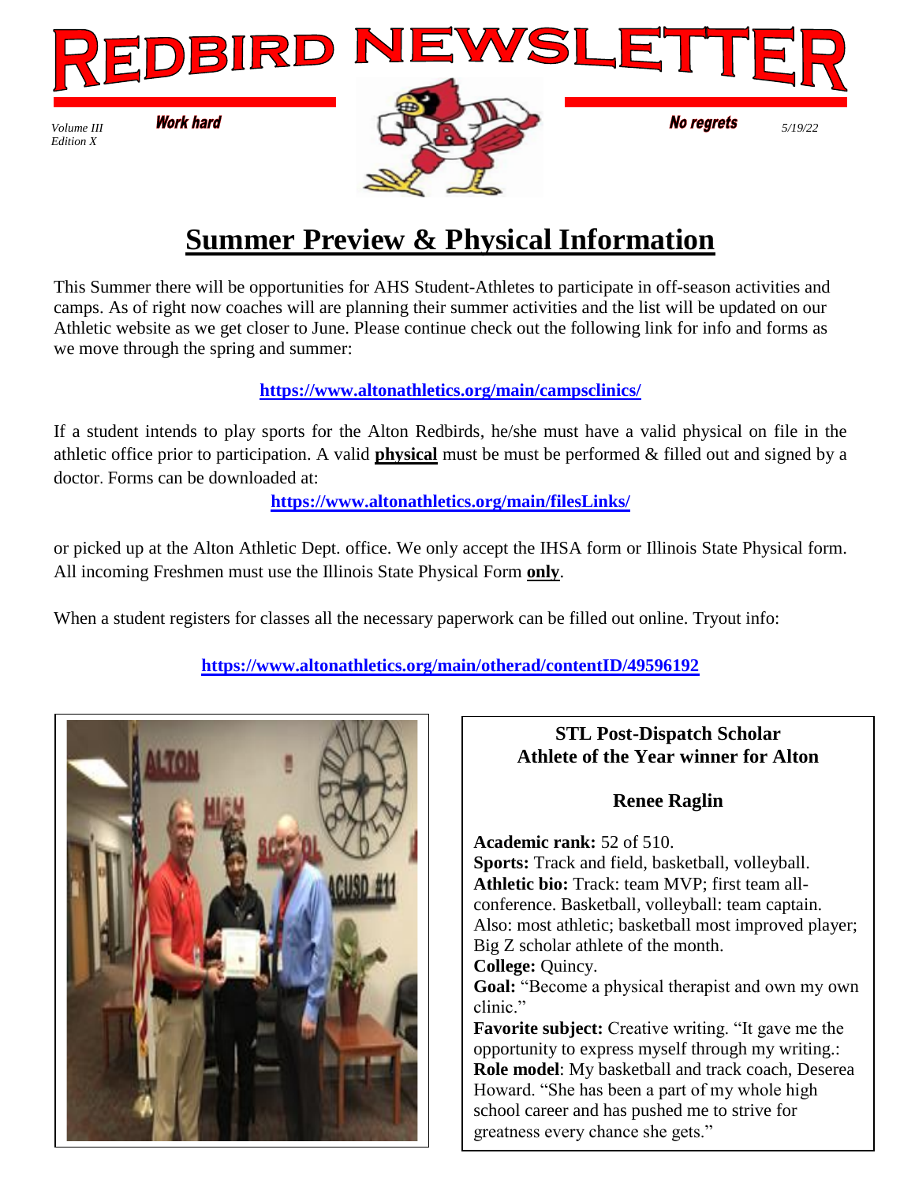# REDBIRD NEWSLETTER

*Volume III*
*Edition X*

**Work hard** **No regrets**

*5/19/22*

## Summer Preview & Physical Information

This Summer there will be opportunities for AHS Student-Athletes to participate in off-season activities and camps. As of right now coaches will are planning their summer activities and the list will be updated on our Athletic website as we get closer to June. Please continue check out the following link for info and forms as we move through the spring and summer:

**https://www.altonathletics.org/main/campsclinics/**

If a student intends to play sports for the Alton Redbirds, he/she must have a valid physical on file in the athletic office prior to participation. A valid **physical** must be must be performed & filled out and signed by a doctor. Forms can be downloaded at:

**https://www.altonathletics.org/main/filesLinks/**

or picked up at the Alton Athletic Dept. office. We only accept the IHSA form or Illinois State Physical form. All incoming Freshmen must use the Illinois State Physical Form **only**.

When a student registers for classes all the necessary paperwork can be filled out online. Tryout info:

**https://www.altonathletics.org/main/otherad/contentID/49596192**

### STL Post-Dispatch Scholar Athlete of the Year winner for Alton

### Renee Raglin

**Academic rank:** 52 of 510.
**Sports:** Track and field, basketball, volleyball.
**Athletic bio:** Track: team MVP; first team all-conference. Basketball, volleyball: team captain. Also: most athletic; basketball most improved player; Big Z scholar athlete of the month.
**College:** Quincy.
**Goal:** "Become a physical therapist and own my own clinic."
**Favorite subject:** Creative writing. "It gave me the opportunity to express myself through my writing.:
**Role model**: My basketball and track coach, Deserea Howard. "She has been a part of my whole high school career and has pushed me to strive for greatness every chance she gets."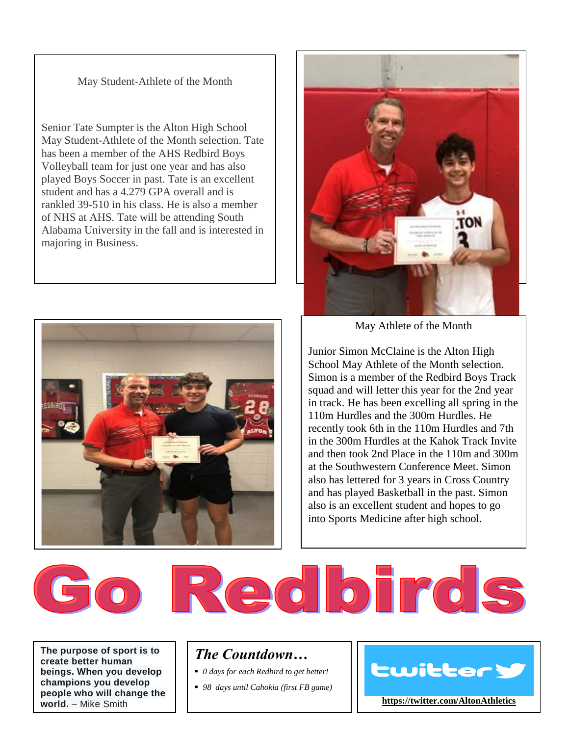## May Student-Athlete of the Month

Senior Tate Sumpter is the Alton High School May Student-Athlete of the Month selection. Tate has been a member of the AHS Redbird Boys Volleyball team for just one year and has also played Boys Soccer in past. Tate is an excellent student and has a 4.279 GPA overall and is rankled 39-510 in his class. He is also a member of NHS at AHS. Tate will be attending South Alabama University in the fall and is interested in majoring in Business.

## May Athlete of the Month

Junior Simon McClaine is the Alton High School May Athlete of the Month selection. Simon is a member of the Redbird Boys Track squad and will letter this year for the 2nd year in track. He has been excelling all spring in the 110m Hurdles and the 300m Hurdles. He recently took 6th in the 110m Hurdles and 7th in the 300m Hurdles at the Kahok Track Invite and then took 2nd Place in the 110m and 300m at the Southwestern Conference Meet. Simon also has lettered for 3 years in Cross Country and has played Basketball in the past. Simon also is an excellent student and hopes to go into Sports Medicine after high school.

# Go Redbirds

**The purpose of sport is to create better human beings. When you develop champions you develop people who will change the world.** – Mike Smith

### *The Countdown…*

- *0 days for each Redbird to get better!*
- *98 days until Cahokia (first FB game)*

twitter

**https://twitter.com/AltonAthletics**